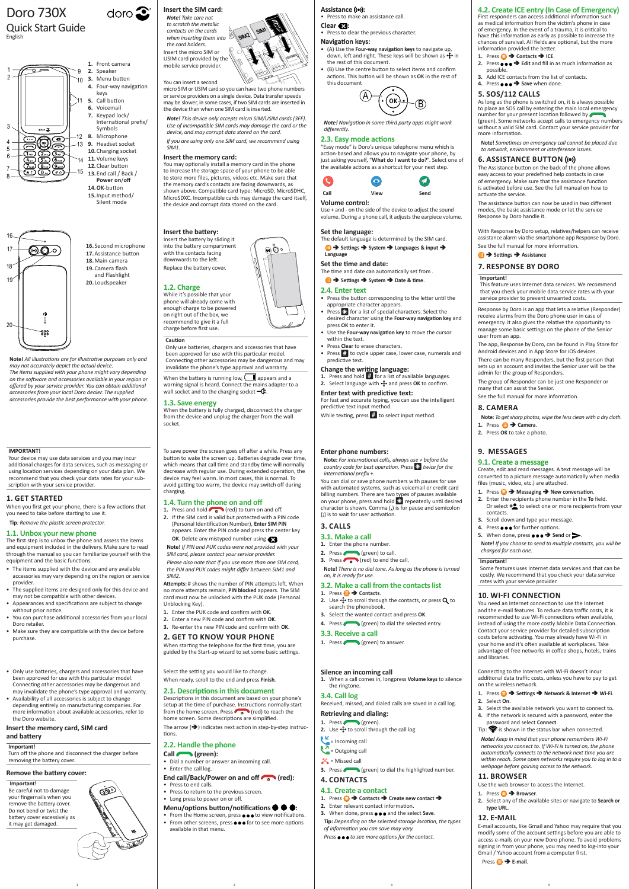# Doro 730X

## Quick Start Guide

English

1. Front camera
2. Speaker
3. Menu button
4. Four-way navigation keys
5. Call button
6. Voicemail
7. Keypad lock/ International prefix/ Symbols
8. Microphone
9. Headset socket
10. Charging socket
11. Volume keys
12. Clear button
13. End call / Back / Power on/off
14. OK-button
15. Input method/ Silent mode

16. Second microphone
17. Assistance button
18. Main camera
19. Camera flash and Flashlight
20. Loudspeaker

**Note!** *All illustrations are for illustrative purposes only and may not accurately depict the actual device. The items supplied with your phone might vary depending on the software and accessories available in your region or offered by your service provider. You can obtain additional accessories from your local Doro dealer. The supplied accessories provide the best performance with your phone.*

**IMPORTANT!**

Your device may use data services and you may incur additional charges for data services, such as messaging or using location services depending on your data plan. We recommend that you check your data rates for your subscription with your service provider.

## 1. GET STARTED

When you first get your phone, there is a few actions that you need to take before starting to use it.

**Tip**: *Remove the plastic screen protector.*

### 1.1. Unbox your new phone

The first step is to unbox the phone and assess the items and equipment included in the delivery. Make sure to read through the manual so you can familiarize yourself with the equipment and the basic functions.

- The items supplied with the device and any available accessories may vary depending on the region or service provider.
- The supplied items are designed only for this device and may not be compatible with other devices.
- Appearances and specifications are subject to change without prior notice.
- You can purchase additional accessories from your local Doro retailer.
- Make sure they are compatible with the device before purchase.
- Only use batteries, chargers and accessories that have been approved for use with this particular model. Connecting other accessories may be dangerous and may invalidate the phone's type approval and warranty.
- Availability of all accessories is subject to change depending entirely on manufacturing companies. For more information about available accessories, refer to the Doro website.

### Insert the memory card, SIM card and battery

**Important!**

Turn off the phone and disconnect the charger before removing the battery cover.

### Remove the battery cover:

**Important!**

Be careful not to damage your fingernails when you remove the battery cover. Do not bend or twist the battery cover excessively as it may get damaged.

### Insert the SIM card:

***Note!*** *Take care not to scratch the metallic contacts on the cards when inserting them into the card holders.*

Insert the micro SIM or USIM card provided by the mobile service provider.

You can insert a second micro SIM or USIM card so you can have two phone numbers or service providers on a single device. Data transfer speeds may be slower, in some cases, if two SIM cards are inserted in the device than when one SIM card is inserted.

***Note!*** *This device only accepts micro SIM/USIM cards (3FF). Use of incompatible SIM cards may damage the card or the device, and may corrupt data stored on the card.*

*If you are using only one SIM card, we recommend using SIM1.*

### Insert the memory card:

You may optionally install a memory card in the phone to increase the storage space of your phone to be able to store more files, pictures, videos etc. Make sure that the memory card's contacts are facing downwards, as shown above. Compatible card type: MicroSD, MicroSDHC, MicroSDXC. Incompatible cards may damage the card itself, the device and corrupt data stored on the card.

### Insert the battery:

Insert the battery by sliding it into the battery compartment with the contacts facing downwards to the left.

Replace the battery cover.

### 1.2. Charge

While it's possible that your phone will already come with enough charge to be powered on right out of the box, we recommend to give it a full charge before first use.

**Caution**

Only use batteries, chargers and accessories that have been approved for use with this particular model. Connecting other accessories may be dangerous and may invalidate the phone's type approval and warranty.

When the battery is running low, ▯ appears and a warning signal is heard. Connect the mains adapter to a wall socket and to the charging socket.

### 1.3. Save energy

When the battery is fully charged, disconnect the charger from the device and unplug the charger from the wall socket.

To save power the screen goes off after a while. Press any button to wake the screen up. Batteries degrade over time, which means that call time and standby time will normally decrease with regular use. During extended operation, the device may feel warm. In most cases, this is normal. To avoid getting too warm, the device may switch off during charging.

### 1.4. Turn the phone on and off

1. Press and hold (red) to turn on and off.
2. If the SIM card is valid but protected with a PIN code (Personal Identification Number), **Enter SIM PIN** appears. Enter the PIN code and press the center key **OK**. Delete any mistyped number using ✖.

**Note!** *If PIN and PUK codes were not provided with your SIM card, please contact your service provider.*

*Please also note that if you use more than one SIM card, the PIN and PUK codes might differ between SIM1 and SIM2.*

**Attempts: #** shows the number of PIN attempts left. When no more attempts remain, **PIN blocked** appears. The SIM card must now be unlocked with the PUK code (Personal Unblocking Key).

1. Enter the PUK code and confirm with **OK**.
2. Enter a new PIN code and confirm with **OK**.
3. Re-enter the new PIN code and confirm with **OK**.

## 2. GET TO KNOW YOUR PHONE

When starting the telephone for the first time, you are guided by the Start-up wizard to set some basic settings.

Select the setting you would like to change.

When ready, scroll to the end and press **Finish**.

### 2.1. Descriptions in this document

Descriptions in this document are based on your phone's setup at the time of purchase. Instructions normally start from the home screen. Press (red) to reach the home screen. Some descriptions are simplified.

The arrow (➔) indicates next action in step-by-step instructions.

### 2.2. Handle the phone

**Call (green):**

- Dial a number or answer an incoming call.
- Enter the call log.

**End call/Back/Power on and off (red):**

- Press to end calls.
- Press to return to the previous screen.
- Long press to power on or off.

**Menu/options button/notifications ●●●:**

- From the Home screen, press ●●● to view notifications.
- From other screens, press ●●● for to see more options available in that menu.

**Assistance ((•)):**

- Press to make an assistance call.

**Clear ✖:**

- Press to clear the previous character.

**Navigation keys:**

- (A) Use the **Four-way navigation keys** to navigate up, down, left and right. These keys will be shown as ✣ in the rest of this document.
- (B) Use the centre button to select contents and confirm actions. This button will be shown as **OK** in the rest of this document

***Note!*** *Navigation in some third party apps might work differently.*

### 2.3. Easy mode actions

"Easy mode" is Doro's unique telephone menu which is action-based and allows you to navigate your phone, by just asking yourself, "**What do I want to do?**". Select one of the available actions as a shortcut for your next step.

Call View Send

**Volume control:**

Use + and - on the side of the device to adjust the sound volume. During a phone call, it adjusts the earpiece volume.

**Set the language:**

The default language is determined by the SIM card.

➔ **Settings** ➔ **System** ➔ **Languages & input** ➔ **Language**

**Set the time and date:**

The time and date can automatically set from .

➔ **Settings** ➔ **System** ➔ **Date & time**.

### 2.4. Enter text

- Press the button corresponding to the letter until the appropriate character appears.
- Press ✱ for a list of special characters. Select the desired character using the **Four-way navigation key** and press **OK** to enter it.
- Use the **Four-way navigation key** to move the cursor within the text.
- Press **Clear** to erase characters.
- Press # to cycle upper case, lower case, numerals and predictive text.

**Change the writing language:**

1. Press and hold # for a list of available languages.
2. Select language with ✣ and press **OK** to confirm.

**Enter text with predictive text:**

For fast and accurate typing, you can use the intelligent predictive text input method.

While texting, press # to select input method.

**Enter phone numbers:**

**Note:** *For international calls, always use + before the country code for best operation. Press ✱ twice for the international prefix +.*

You can dial or save phone numbers with pauses for use with automated systems, such as voicemail or credit card billing numbers. There are two types of pauses available on your phone, press and hold ✱ repeatedly until desired character is shown. Comma (,) is for pause and semicolon (;) is to wait for user entering.

## 3. CALLS

### 3.1. Make a call

1. Enter the phone number.
2. Press (green) to call.
3. Press (red) to end the call.

**Note!** *There is no dial tone. As long as the phone is turned on, it is ready for use.*

### 3.2. Make a call from the contacts list

1. Press ➔ **Contacts**.
2. Use ✣ to scroll through the contacts, or press 🔍 to search the phonebook.
3. Select the wanted contact and press **OK**.
4. Press (green) to dial the selected entry.

### 3.3. Receive a call

1. Press (green) to answer.

**Silence an incoming call**

1. When a call comes in, longpress **Volume** keys to silence the ringtone.

### 3.4. Call log

Received, missed, and dialed calls are saved in a call log.

**Retrieving and dialing:**

1. Press (green).
2. Use ✣ to scroll through the call log

= Incoming call

= Outgoing call

= Missed call

3. Press (green) to dial the highlighted number.

## 4. CONTACTS

### 4.1. Create a contact

1. Press ➔ **Contacts** ➔ **Create new contact** ➔
2. Enter relevant contact information.
3. When done, press ●●● and the select **Save**.

**Tip:** *Depending on the selected storage location, the types of information you can save may vary.*

*Press ●●● to see more options for the contact.*

### 4.2. Create ICE entry (In Case of Emergency)

First responders can access additional information such as medical information from the victim's phone in case of emergency. In the event of a trauma, it is critical to have this information as early as possible to increase the chances of survival. All fields are optional, but the more information provided the better.

1. Press ➔ **Contacts** ➔ **ICE**.
2. Press ●●● ➔ **Edit** and fill in as much information as possible.
3. Add ICE contacts from the list of contacts.
4. Press ●●● ➔ **Save** when done.

## 5. SOS/112 CALLS

As long as the phone is switched on, it is always possible to place an SOS call by entering the main local emergency number for your present location followed by (green). Some networks accept calls to emergency numbers without a valid SIM card. Contact your service provider for more information.

**Note!** *Sometimes an emergency call cannot be placed due to network, environment or interference issues.*

## 6. ASSISTANCE BUTTON ((•))

The Assistance button on the back of the phone allows easy access to your predefined help contacts in case of emergency. Make sure that the assistance function is activated before use. See the full manual on how to activate the service.

The assistance button can now be used in two different modes, the basic assistance mode or let the service Response by Doro handle it.

With Response by Doro setup, relatives/helpers can receive assistance alarm via the smartphone app Response by Doro. See the full manual for more information.

➔ **Settings** ➔ **Assistance**

## 7. RESPONSE BY DORO

**Important!**

This feature uses Internet data services. We recommend that you check your mobile data service rates with your service provider to prevent unwanted costs.

Response by Doro is an app that lets a relative (Responder) receive alarms from the Doro phone user in case of emergency. It also gives the relative the opportunity to manage some basic settings on the phone of the Senior user from an app.

The app, Response by Doro, can be found in Play Store for Android devices and in App Store for iOS devices.

There can be many Responders, but the first person that sets up an account and invites the Senior user will be the admin for the group of Responders.

The group of Responder can be just one Responder or many that can assist the Senior.

See the full manual for more information.

## 8. CAMERA

**Note:** *To get sharp photos, wipe the lens clean with a dry cloth.*

1. Press ➔ **Camera**.
2. Press **OK** to take a photo.

## 9. MESSAGES

### 9.1. Create a message

Create, edit and read messages. A text message will be converted to a picture message automatically when media files (music, video, etc.) are attached.

1. Press ➔ **Messaging** ➔ **New conversation**.
2. Enter the recipients phone number in the **To** field. Or select to select one or more recipients from your contacts.
3. Scroll down and type your message.
4. Press ●●● for further options.
5. When done, press ●●● ➔ **Send** or ➤.

**Note!** *If you choose to send to multiple contacts, you will be charged for each one.*

**Important!**

Some features uses Internet data services and that can be costly. We recommend that you check your data service rates with your service provider.

## 10. WI-FI CONNECTION

You need an Internet connection to use the Internet and the e-mail features. To reduce data traffic costs, it is recommended to use Wi-Fi connections when available, instead of using the more costly Mobile Data Connection. Contact your service provider for detailed subscription costs before activating. You may already have Wi-Fi in your home and it's often available at workplaces. Take advantage of free networks in coffee shops, hotels, trains and libraries.

Connecting to the Internet with Wi-Fi doesn't incur additional data traffic costs, unless you have to pay to get on the wireless network.

1. Press ➔ **Settings** ➔ **Network & Internet** ➔ **Wi-Fi**.
2. Select **On**.
3. Select the available network you want to connect to.
4. If the network is secured with a password, enter the password and select **Connect**.

Tip: is shown in the status bar when connected.

***Note!*** *Keep in mind that your phone remembers Wi-Fi networks you connect to. If Wi-Fi is turned on, the phone automatically connects to the network next time you are within reach. Some open networks require you to log in to a webpage before gaining access to the network.*

## 11. BROWSER

Use the web browser to access the Internet.

1. Press ➔ **Browser**.
2. Select any of the available sites or navigate to **Search or type URL**.

## 12. E-MAIL

E-mail accounts, like Gmail and Yahoo may require that you modify some of the account settings before you are able to access e-mails on your new Doro phone. To avoid problems signing in from your phone, you may need to log-into your Gmail / Yahoo account from a computer first.

Press ➔ **E-mail**.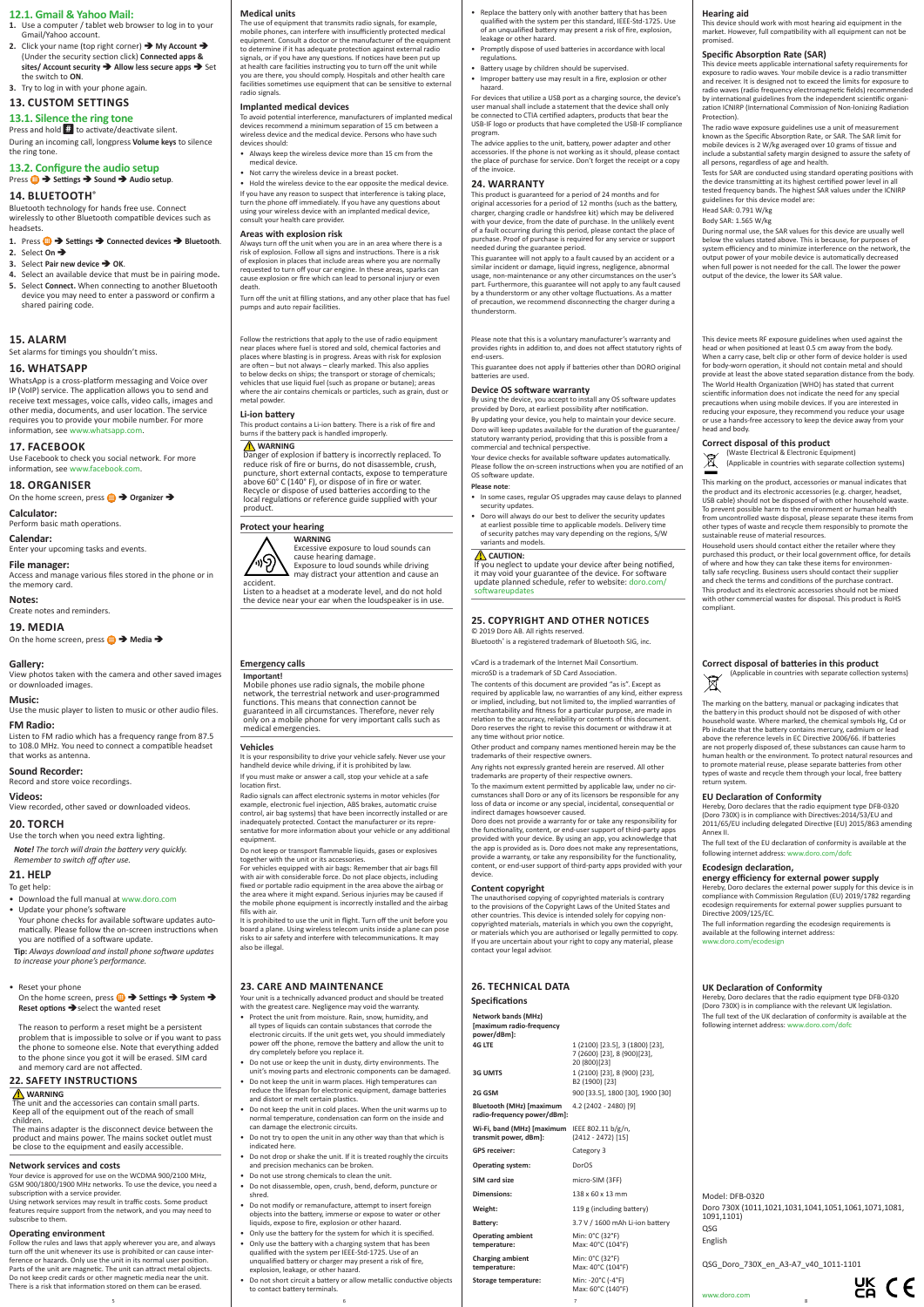## 12.1. Gmail & Yahoo Mail:

1. Use a computer / tablet web browser to log in to your Gmail/Yahoo account.
2. Click your name (top right corner) ➔ **My Account** ➔ (Under the security section click) **Connected apps & sites/ Account security** ➔ **Allow less secure apps** ➔ Set the switch to **ON**.
3. Try to log in with your phone again.

## 13. CUSTOM SETTINGS

### 13.1. Silence the ring tone

Press and hold # to activate/deactivate silent.

During an incoming call, longpress **Volume keys** to silence the ring tone.

### 13.2. Configure the audio setup

Press ➔ **Settings** ➔ **Sound** ➔ **Audio setup**.

## 14. BLUETOOTH®

Bluetooth technology for hands free use. Connect wirelessly to other Bluetooth compatible devices such as headsets.

1. Press ➔ **Settings** ➔ **Connected devices** ➔ **Bluetooth**.
2. Select **On** ➔
3. Select **Pair new device** ➔ **OK**.
4. Select an available device that must be in pairing mode.
5. Select **Connect.** When connecting to another Bluetooth device you may need to enter a password or confirm a shared pairing code.

## 15. ALARM

Set alarms for timings you shouldn't miss.

## 16. WHATSAPP

WhatsApp is a cross-platform messaging and Voice over IP (VoIP) service. The application allows you to send and receive text messages, voice calls, video calls, images and other media, documents, and user location. The service requires you to provide your mobile number. For more information, see www.whatsapp.com.

## 17. FACEBOOK

Use Facebook to check you social network. For more information, see www.facebook.com.

## 18. ORGANISER

On the home screen, press ➔ **Organizer** ➔

**Calculator:**
Perform basic math operations.

**Calendar:**
Enter your upcoming tasks and events.

**File manager:**
Access and manage various files stored in the phone or in the memory card.

**Notes:**
Create notes and reminders.

## 19. MEDIA

On the home screen, press ➔ **Media** ➔

**Gallery:**
View photos taken with the camera and other saved images or downloaded images.

**Music:**
Use the music player to listen to music or other audio files.

**FM Radio:**
Listen to FM radio which has a frequency range from 87.5 to 108.0 MHz. You need to connect a compatible headset that works as antenna.

**Sound Recorder:**
Record and store voice recordings.

**Videos:**
View recorded, other saved or downloaded videos.

## 20. TORCH

Use the torch when you need extra lighting.

***Note!** The torch will drain the battery very quickly. Remember to switch off after use.*

## 21. HELP

To get help:

- Download the full manual at www.doro.com
- Update your phone's software
  Your phone checks for available software updates automatically. Please follow the on-screen instructions when you are notified of a software update.

**Tip:** *Always download and install phone software updates to increase your phone's performance.*

- Reset your phone
  On the home screen, press ➔ **Settings** ➔ **System** ➔ **Reset options** ➔select the wanted reset

  The reason to perform a reset might be a persistent problem that is impossible to solve or if you want to pass the phone to someone else. Note that everything added to the phone since you got it will be erased. SIM card and memory card are not affected.

## 22. SAFETY INSTRUCTIONS

**⚠ WARNING**
The unit and the accessories can contain small parts. Keep all of the equipment out of the reach of small children.
The mains adapter is the disconnect device between the product and mains power. The mains socket outlet must be close to the equipment and easily accessible.

### Network services and costs

Your device is approved for use on the WCDMA 900/2100 MHz, GSM 900/1800/1900 MHz networks. To use the device, you need a subscription with a service provider.
Using network services may result in traffic costs. Some product features require support from the network, and you may need to subscribe to them.

### Operating environment

Follow the rules and laws that apply wherever you are, and always turn off the unit whenever its use is prohibited or can cause interference or hazards. Only use the unit in its normal user position. Parts of the unit are magnetic. The unit can attract metal objects. Do not keep credit cards or other magnetic media near the unit. There is a risk that information stored on them can be erased.

### Medical units

The use of equipment that transmits radio signals, for example, mobile phones, can interfere with insufficiently protected medical equipment. Consult a doctor or the manufacturer of the equipment to determine if it has adequate protection against external radio signals, or if you have any questions. If notices have been put up at health care facilities instructing you to turn off the unit while you are there, you should comply. Hospitals and other health care facilities sometimes use equipment that can be sensitive to external radio signals.

### Implanted medical devices

To avoid potential interference, manufacturers of implanted medical devices recommend a minimum separation of 15 cm between a wireless device and the medical device. Persons who have such devices should:

- Always keep the wireless device more than 15 cm from the medical device.
- Not carry the wireless device in a breast pocket.
- Hold the wireless device to the ear opposite the medical device.

If you have any reason to suspect that interference is taking place, turn the phone off immediately. If you have any questions about using your wireless device with an implanted medical device, consult your health care provider.

### Areas with explosion risk

Always turn off the unit when you are in an area where there is a risk of explosion. Follow all signs and instructions. There is a risk of explosion in places that include areas where you are normally requested to turn off your car engine. In these areas, sparks can cause explosion or fire which can lead to personal injury or even death.

Turn off the unit at filling stations, and any other place that has fuel pumps and auto repair facilities.

Follow the restrictions that apply to the use of radio equipment near places where fuel is stored and sold, chemical factories and places where blasting is in progress. Areas with risk for explosion are often – but not always – clearly marked. This also applies to below decks on ships; the transport or storage of chemicals; vehicles that use liquid fuel (such as propane or butane); areas where the air contains chemicals or particles, such as grain, dust or metal powder.

### Li-ion battery

This product contains a Li-ion battery. There is a risk of fire and burns if the battery pack is handled improperly.

**⚠ WARNING**
Danger of explosion if battery is incorrectly replaced. To reduce risk of fire or burns, do not disassemble, crush, puncture, short external contacts, expose to temperature above 60° C (140° F), or dispose of in fire or water. Recycle or dispose of used batteries according to the local regulations or reference guide supplied with your product.

### Protect your hearing

**WARNING**
Excessive exposure to loud sounds can cause hearing damage.
Exposure to loud sounds while driving may distract your attention and cause an accident.
Listen to a headset at a moderate level, and do not hold the device near your ear when the loudspeaker is in use.

### Emergency calls

**Important!**
Mobile phones use radio signals, the mobile phone network, the terrestrial network and user-programmed functions. This means that connection cannot be guaranteed in all circumstances. Therefore, never rely only on a mobile phone for very important calls such as medical emergencies.

### Vehicles

It is your responsibility to drive your vehicle safely. Never use your handheld device while driving, if it is prohibited by law.

If you must make or answer a call, stop your vehicle at a safe location first.

Radio signals can affect electronic systems in motor vehicles (for example, electronic fuel injection, ABS brakes, automatic cruise control, air bag systems) that have been incorrectly installed or are inadequately protected. Contact the manufacturer or its representative for more information about your vehicle or any additional equipment.

Do not keep or transport flammable liquids, gases or explosives together with the unit or its accessories.
For vehicles equipped with air bags: Remember that air bags fill with air with considerable force. Do not place objects, including fixed or portable radio equipment in the area above the airbag or the area where it might expand. Serious injuries may be caused if the mobile phone equipment is incorrectly installed and the airbag fills with air.

It is prohibited to use the unit in flight. Turn off the unit before you board a plane. Using wireless telecom units inside a plane can pose risks to air safety and interfere with telecommunications. It may also be illegal.

## 23. CARE AND MAINTENANCE

Your unit is a technically advanced product and should be treated with the greatest care. Negligence may void the warranty.

- Protect the unit from moisture. Rain, snow, humidity, and all types of liquids can contain substances that corrode the electronic circuits. If the unit gets wet, you should immediately power off the phone, remove the battery and allow the unit to dry completely before you replace it.
- Do not use or keep the unit in dusty, dirty environments. The unit's moving parts and electronic components can be damaged.
- Do not keep the unit in warm places. High temperatures can reduce the lifespan for electronic equipment, damage batteries and distort or melt certain plastics.
- Do not keep the unit in cold places. When the unit warms up to normal temperature, condensation can form on the inside and can damage the electronic circuits.
- Do not try to open the unit in any other way than that which is indicated here.
- Do not drop or shake the unit. If it is treated roughly the circuits and precision mechanics can be broken.
- Do not use strong chemicals to clean the unit.
- Do not disassemble, open, crush, bend, deform, puncture or shred.
- Do not modify or remanufacture, attempt to insert foreign objects into the battery, immerse or expose to water or other liquids, expose to fire, explosion or other hazard.
- Only use the battery for the system for which it is specified.
- Only use the battery with a charging system that has been qualified with the system per IEEE-Std-1725. Use of an unqualified battery or charger may present a risk of fire, explosion, leakage, or other hazard.
- Do not short circuit a battery or allow metallic conductive objects to contact battery terminals.
- Replace the battery only with another battery that has been qualified with the system per this standard, IEEE-Std-1725. Use of an unqualified battery may present a risk of fire, explosion, leakage or other hazard.
- Promptly dispose of used batteries in accordance with local regulations.
- Battery usage by children should be supervised.
- Improper battery use may result in a fire, explosion or other hazard.

For devices that utilize a USB port as a charging source, the device's user manual shall include a statement that the device shall only be connected to CTIA certified adapters, products that bear the USB-IF logo or products that have completed the USB-IF compliance program.

The advice applies to the unit, battery, power adapter and other accessories. If the phone is not working as it should, please contact the place of purchase for service. Don't forget the receipt or a copy of the invoice.

## 24. WARRANTY

This product is guaranteed for a period of 24 months and for original accessories for a period of 12 months (such as the battery, charger, charging cradle or handsfree kit) which may be delivered with your device, from the date of purchase. In the unlikely event of a fault occurring during this period, please contact the place of purchase. Proof of purchase is required for any service or support needed during the guarantee period.

This guarantee will not apply to a fault caused by an accident or a similar incident or damage, liquid ingress, negligence, abnormal usage, non-maintenance or any other circumstances on the user's part. Furthermore, this guarantee will not apply to any fault caused by a thunderstorm or any other voltage fluctuations. As a matter of precaution, we recommend disconnecting the charger during a thunderstorm.

Please note that this is a voluntary manufacturer's warranty and provides rights in addition to, and does not affect statutory rights of end-users.

This guarantee does not apply if batteries other than DORO original batteries are used.

### Device OS software warranty

By using the device, you accept to install any OS software updates provided by Doro, at earliest possibility after notification.

By updating your device, you help to maintain your device secure.

Doro will keep updates available for the duration of the guarantee/statutory warranty period, providing that this is possible from a commercial and technical perspective.

Your device checks for available software updates automatically. Please follow the on-screen instructions when you are notified of an OS software update.

**Please note**:

- In some cases, regular OS upgrades may cause delays to planned security updates.
- Doro will always do our best to deliver the security updates at earliest possible time to applicable models. Delivery time of security patches may vary depending on the regions, S/W variants and models.

**⚠ CAUTION:**
If you neglect to update your device after being notified, it may void your guarantee of the device. For software update planned schedule, refer to website: doro.com/softwareupdates

## 25. COPYRIGHT AND OTHER NOTICES

© 2019 Doro AB. All rights reserved.

Bluetooth® is a registered trademark of Bluetooth SIG, inc.

vCard is a trademark of the Internet Mail Consortium.

microSD is a trademark of SD Card Association.

The contents of this document are provided "as is". Except as required by applicable law, no warranties of any kind, either express or implied, including, but not limited to, the implied warranties of merchantability and fitness for a particular purpose, are made in relation to the accuracy, reliability or contents of this document. Doro reserves the right to revise this document or withdraw it at any time without prior notice.

Other product and company names mentioned herein may be the trademarks of their respective owners.

Any rights not expressly granted herein are reserved. All other trademarks are property of their respective owners.

To the maximum extent permitted by applicable law, under no circumstances shall Doro or any of its licensors be responsible for any loss of data or income or any special, incidental, consequential or indirect damages howsoever caused.

Doro does not provide a warranty for or take any responsibility for the functionality, content, or end-user support of third-party apps provided with your device. By using an app, you acknowledge that the app is provided as is. Doro does not make any representations, provide a warranty, or take any responsibility for the functionality, content, or end-user support of third-party apps provided with your device.

### Content copyright

The unauthorised copying of copyrighted materials is contrary to the provisions of the Copyright Laws of the United States and other countries. This device is intended solely for copying non-copyrighted materials, materials in which you own the copyright, or materials which you are authorised or legally permitted to copy. If you are uncertain about your right to copy any material, please contact your legal advisor.

## 26. TECHNICAL DATA

### Specifications

| | |
|---|---|
| **Network bands (MHz) [maximum radio-frequency power/dBm]:** | |
| **4G LTE** | 1 (2100) [23.5], 3 (1800) [23], 7 (2600) [23], 8 (900)[23], 20 (800)[23] |
| **3G UMTS** | 1 (2100) [23], 8 (900) [23], B2 (1900) [23] |
| **2G GSM** | 900 [33.5], 1800 [30], 1900 [30] |
| **Bluetooth (MHz) [maximum radio-frequency power/dBm]:** | 4.2 (2402 - 2480) [9] |
| **Wi-Fi, band (MHz) [maximum transmit power, dBm]:** | IEEE 802.11 b/g/n, (2412 - 2472) [15] |
| **GPS receiver:** | Category 3 |
| **Operating system:** | DorOS |
| **SIM card size** | micro-SIM (3FF) |
| **Dimensions:** | 138 x 60 x 13 mm |
| **Weight:** | 119 g (including battery) |
| **Battery:** | 3.7 V / 1600 mAh Li-ion battery |
| **Operating ambient temperature:** | Min: 0°C (32°F) Max: 40°C (104°F) |
| **Charging ambient temperature:** | Min: 0°C (32°F) Max: 40°C (104°F) |
| **Storage temperature:** | Min: -20°C (-4°F) Max: 60°C (140°F) |

### Hearing aid

This device should work with most hearing aid equipment in the market. However, full compatibility with all equipment can not be promised.

### Specific Absorption Rate (SAR)

This device meets applicable international safety requirements for exposure to radio waves. Your mobile device is a radio transmitter and receiver. It is designed not to exceed the limits for exposure to radio waves (radio frequency electromagnetic fields) recommended by international guidelines from the independent scientific organization ICNIRP (International Commission of Non-Ionizing Radiation Protection).

The radio wave exposure guidelines use a unit of measurement known as the Specific Absorption Rate, or SAR. The SAR limit for mobile devices is 2 W/kg averaged over 10 grams of tissue and include a substantial safety margin designed to assure the safety of all persons, regardless of age and health.

Tests for SAR are conducted using standard operating positions with the device transmitting at its highest certified power level in all tested frequency bands. The highest SAR values under the ICNIRP guidelines for this device model are:

Head SAR: 0.791 W/kg

Body SAR: 1.565 W/kg

During normal use, the SAR values for this device are usually well below the values stated above. This is because, for purposes of system efficiency and to minimize interference on the network, the output power of your mobile device is automatically decreased when full power is not needed for the call. The lower the power output of the device, the lower its SAR value.

This device meets RF exposure guidelines when used against the head or when positioned at least 0.5 cm away from the body. When a carry case, belt clip or other form of device holder is used for body-worn operation, it should not contain metal and should provide at least the above stated separation distance from the body. The World Health Organization (WHO) has stated that current scientific information does not indicate the need for any special precautions when using mobile devices. If you are interested in reducing your exposure, they recommend you reduce your usage or use a hands-free accessory to keep the device away from your head and body.

### Correct disposal of this product

(Waste Electrical & Electronic Equipment)
(Applicable in countries with separate collection systems)

This marking on the product, accessories or manual indicates that the product and its electronic accessories (e.g. charger, headset, USB cable) should not be disposed of with other household waste. To prevent possible harm to the environment or human health from uncontrolled waste disposal, please separate these items from other types of waste and recycle them responsibly to promote the sustainable reuse of material resources.

Household users should contact either the retailer where they purchased this product, or their local government office, for details of where and how they can take these items for environmentally safe recycling. Business users should contact their supplier and check the terms and conditions of the purchase contract. This product and its electronic accessories should not be mixed with other commercial wastes for disposal. This product is RoHS compliant.

### Correct disposal of batteries in this product

(Applicable in countries with separate collection systems)

The marking on the battery, manual or packaging indicates that the battery in this product should not be disposed of with other household waste. Where marked, the chemical symbols Hg, Cd or Pb indicate that the battery contains mercury, cadmium or lead above the reference levels in EC Directive 2006/66. If batteries are not properly disposed of, these substances can cause harm to human health or the environment. To protect natural resources and to promote material reuse, please separate batteries from other types of waste and recycle them through your local, free battery return system.

### EU Declaration of Conformity

Hereby, Doro declares that the radio equipment type DFB-0320 (Doro 730X) is in compliance with Directives:2014/53/EU and 2011/65/EU including delegated Directive (EU) 2015/863 amending Annex II.

The full text of the EU declaration of conformity is available at the following internet address: www.doro.com/dofc

### Ecodesign declaration, energy efficiency for external power supply

Hereby, Doro declares that the external power supply for this device is in compliance with Commission Regulation (EU) 2019/1782 regarding ecodesign requirements for external power supplies pursuant to Directive 2009/125/EC.

The full information regarding the ecodesign requirements is available at the following internet address: www.doro.com/ecodesign

### UK Declaration of Conformity

Hereby, Doro declares that the radio equipment type DFB-0320 (Doro 730X) is in compliance with the relevant UK legislation.
The full text of the UK declaration of conformity is available at the following internet address: www.doro.com/dofc

Model: DFB-0320

Doro 730X (1011,1021,1031,1041,1051,1061,1071,1081, 1091,1101)

QSG

English

QSG_Doro_730X_en_A3-A7_v40_1011-1101

www.doro.com